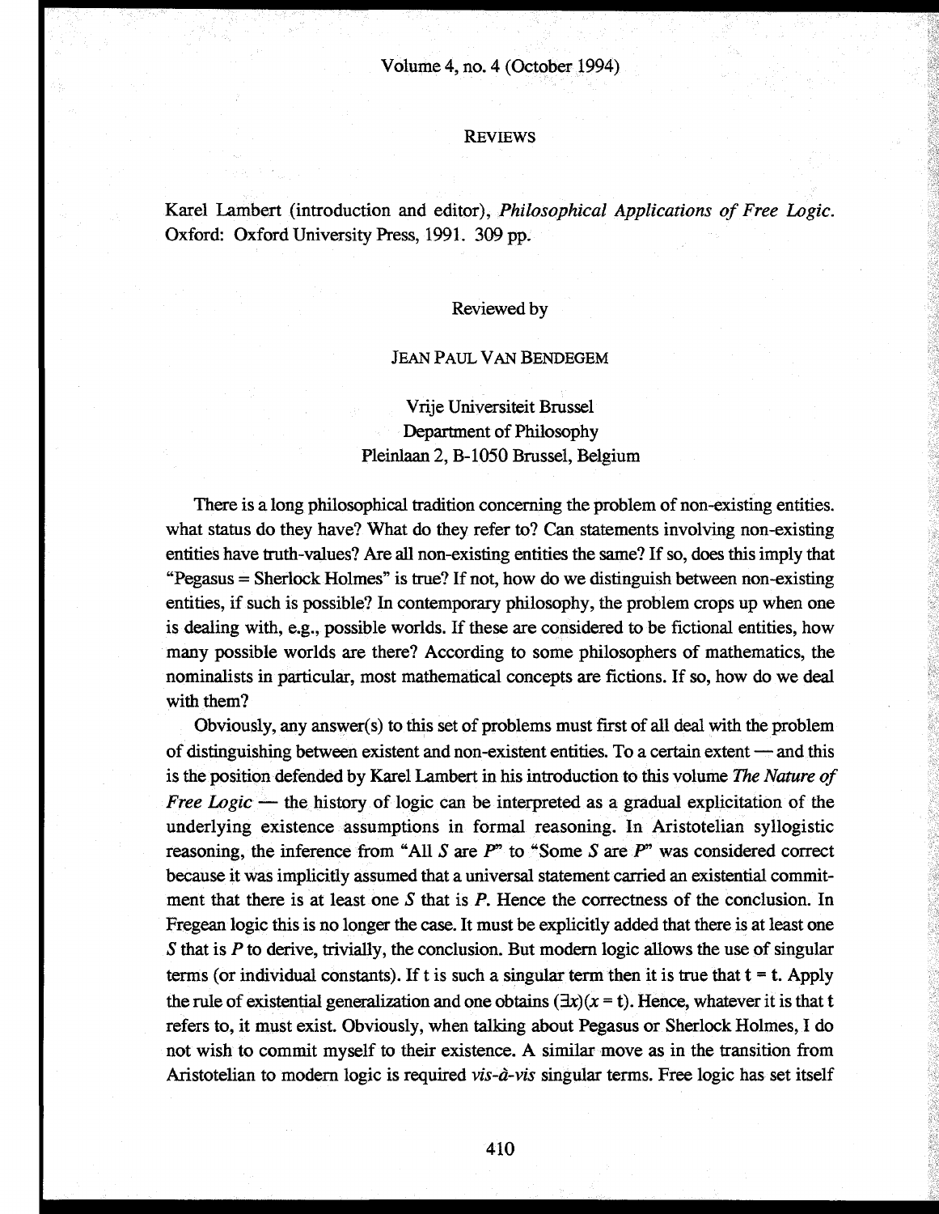## REVIEWS

Karel Lambert (introduction and editor), *Philosophical Applications of Free Logic*. Oxford: Oxford University Press, 1991. 309 pp.

Reviewed by

JEAN PAUL VAN BENDEGEM

Vrije Universiteit Brussel
Department of Philosophy
Pleinlaan 2, B-1050 Brussel, Belgium

There is a long philosophical tradition concerning the problem of non-existing entities. what status do they have? What do they refer to? Can statements involving non-existing entities have truth-values? Are all non-existing entities the same? If so, does this imply that "Pegasus = Sherlock Holmes" is true? If not, how do we distinguish between non-existing entities, if such is possible? In contemporary philosophy, the problem crops up when one is dealing with, e.g., possible worlds. If these are considered to be fictional entities, how many possible worlds are there? According to some philosophers of mathematics, the nominalists in particular, most mathematical concepts are fictions. If so, how do we deal with them?

Obviously, any answer(s) to this set of problems must first of all deal with the problem of distinguishing between existent and non-existent entities. To a certain extent — and this is the position defended by Karel Lambert in his introduction to this volume *The Nature of Free Logic* — the history of logic can be interpreted as a gradual explicitation of the underlying existence assumptions in formal reasoning. In Aristotelian syllogistic reasoning, the inference from "All *S* are *P*" to "Some *S* are *P*" was considered correct because it was implicitly assumed that a universal statement carried an existential commitment that there is at least one *S* that is *P*. Hence the correctness of the conclusion. In Fregean logic this is no longer the case. It must be explicitly added that there is at least one *S* that is *P* to derive, trivially, the conclusion. But modern logic allows the use of singular terms (or individual constants). If t is such a singular term then it is true that $t = t$. Apply the rule of existential generalization and one obtains $(\exists x)(x = t)$. Hence, whatever it is that t refers to, it must exist. Obviously, when talking about Pegasus or Sherlock Holmes, I do not wish to commit myself to their existence. A similar move as in the transition from Aristotelian to modern logic is required *vis-à-vis* singular terms. Free logic has set itself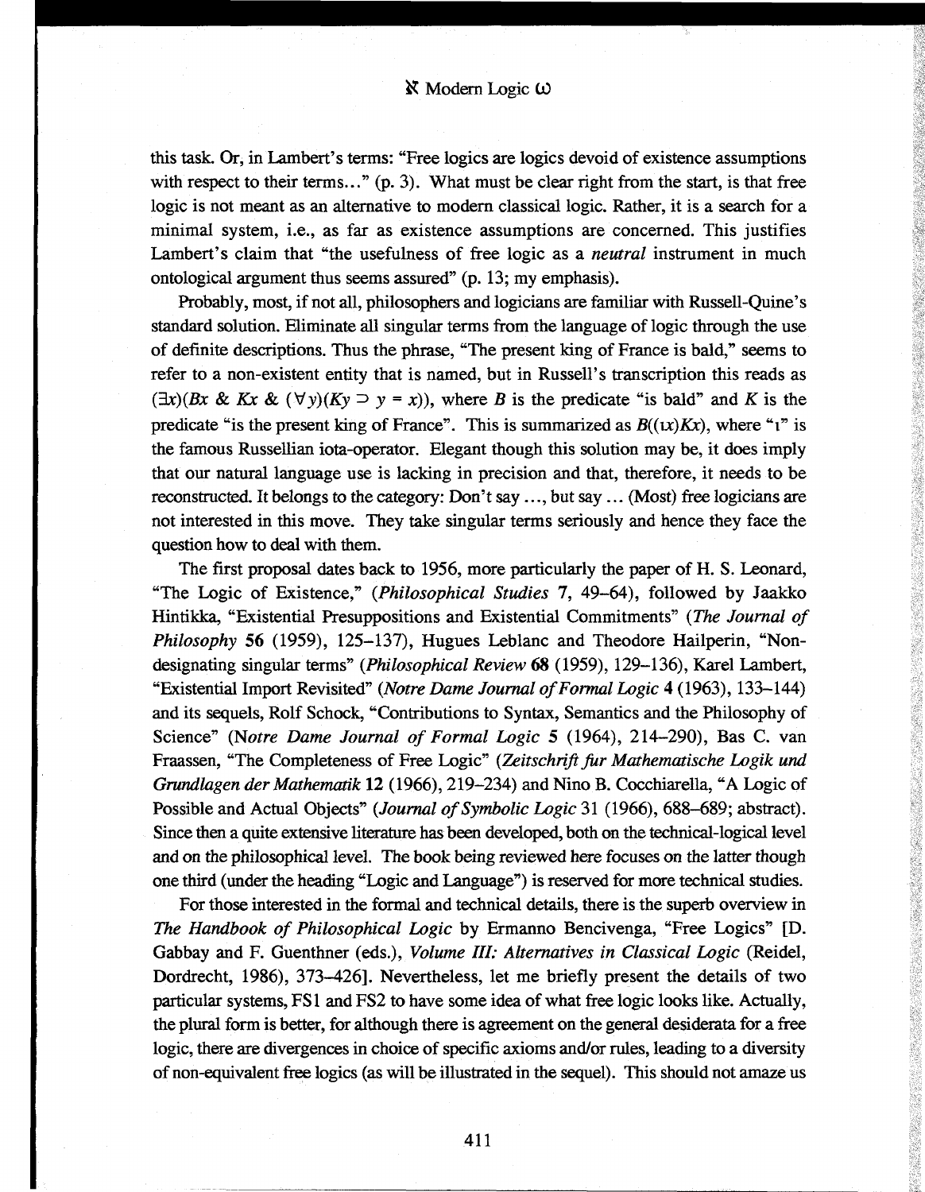this task. Or, in Lambert's terms: "Free logics are logics devoid of existence assumptions with respect to their terms..." (p. 3). What must be clear right from the start, is that free logic is not meant as an alternative to modern classical logic. Rather, it is a search for a minimal system, i.e., as far as existence assumptions are concerned. This justifies Lambert's claim that "the usefulness of free logic as a *neutral* instrument in much ontological argument thus seems assured" (p. 13; my emphasis).

Probably, most, if not all, philosophers and logicians are familiar with Russell-Quine's standard solution. Eliminate all singular terms from the language of logic through the use of definite descriptions. Thus the phrase, "The present king of France is bald," seems to refer to a non-existent entity that is named, but in Russell's transcription this reads as $(\exists x)(Bx \;\&\; Kx \;\&\; (\forall y)(Ky \supset y = x))$, where $B$ is the predicate "is bald" and $K$ is the predicate "is the present king of France". This is summarized as $B((\iota x)Kx)$, where "$\iota$" is the famous Russellian iota-operator. Elegant though this solution may be, it does imply that our natural language use is lacking in precision and that, therefore, it needs to be reconstructed. It belongs to the category: Don't say ..., but say ... (Most) free logicians are not interested in this move. They take singular terms seriously and hence they face the question how to deal with them.

The first proposal dates back to 1956, more particularly the paper of H. S. Leonard, "The Logic of Existence," (*Philosophical Studies* 7, 49–64), followed by Jaakko Hintikka, "Existential Presuppositions and Existential Commitments" (*The Journal of Philosophy* **56** (1959), 125–137), Hugues Leblanc and Theodore Hailperin, "Non-designating singular terms" (*Philosophical Review* **68** (1959), 129–136), Karel Lambert, "Existential Import Revisited" (*Notre Dame Journal of Formal Logic* **4** (1963), 133–144) and its sequels, Rolf Schock, "Contributions to Syntax, Semantics and the Philosophy of Science" (*Notre Dame Journal of Formal Logic* **5** (1964), 214–290), Bas C. van Fraassen, "The Completeness of Free Logic" (*Zeitschrift fur Mathematische Logik und Grundlagen der Mathematik* **12** (1966), 219–234) and Nino B. Cocchiarella, "A Logic of Possible and Actual Objects" (*Journal of Symbolic Logic* 31 (1966), 688–689; abstract). Since then a quite extensive literature has been developed, both on the technical-logical level and on the philosophical level. The book being reviewed here focuses on the latter though one third (under the heading "Logic and Language") is reserved for more technical studies.

For those interested in the formal and technical details, there is the superb overview in *The Handbook of Philosophical Logic* by Ermanno Bencivenga, "Free Logics" [D. Gabbay and F. Guenthner (eds.), *Volume III: Alternatives in Classical Logic* (Reidel, Dordrecht, 1986), 373–426]. Nevertheless, let me briefly present the details of two particular systems, FS1 and FS2 to have some idea of what free logic looks like. Actually, the plural form is better, for although there is agreement on the general desiderata for a free logic, there are divergences in choice of specific axioms and/or rules, leading to a diversity of non-equivalent free logics (as will be illustrated in the sequel). This should not amaze us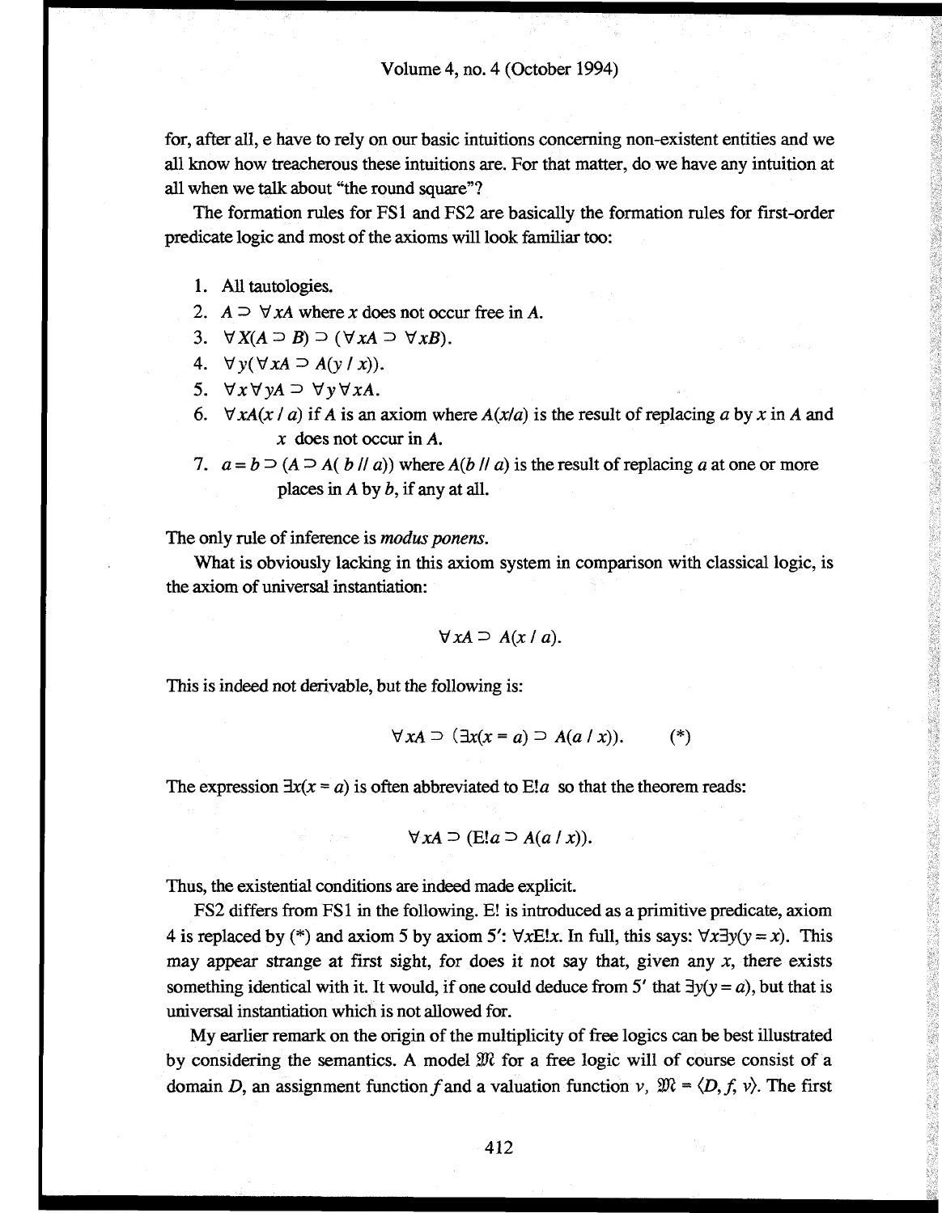for, after all, e have to rely on our basic intuitions concerning non-existent entities and we all know how treacherous these intuitions are. For that matter, do we have any intuition at all when we talk about "the round square"?

The formation rules for FS1 and FS2 are basically the formation rules for first-order predicate logic and most of the axioms will look familiar too:

1. All tautologies.
2. $A \supset \forall xA$ where $x$ does not occur free in $A$.
3. $\forall X(A \supset B) \supset (\forall xA \supset \forall xB)$.
4. $\forall y(\forall xA \supset A(y / x))$.
5. $\forall x \forall yA \supset \forall y \forall xA$.
6. $\forall xA(x / a)$ if $A$ is an axiom where $A(x/a)$ is the result of replacing $a$ by $x$ in $A$ and $x$ does not occur in $A$.
7. $a = b \supset (A \supset A(b \,//\, a))$ where $A(b \,//\, a)$ is the result of replacing $a$ at one or more places in $A$ by $b$, if any at all.

The only rule of inference is *modus ponens*.

What is obviously lacking in this axiom system in comparison with classical logic, is the axiom of universal instantiation:

$$\forall xA \supset A(x / a).$$

This is indeed not derivable, but the following is:

$$\forall xA \supset (\exists x(x = a) \supset A(a / x)). \qquad (*)$$

The expression $\exists x(x = a)$ is often abbreviated to $E!a$ so that the theorem reads:

$$\forall xA \supset (E!a \supset A(a / x)).$$

Thus, the existential conditions are indeed made explicit.

FS2 differs from FS1 in the following. E! is introduced as a primitive predicate, axiom 4 is replaced by (*) and axiom 5 by axiom 5′: $\forall x E!x$. In full, this says: $\forall x \exists y(y = x)$. This may appear strange at first sight, for does it not say that, given any $x$, there exists something identical with it. It would, if one could deduce from 5′ that $\exists y(y = a)$, but that is universal instantiation which is not allowed for.

My earlier remark on the origin of the multiplicity of free logics can be best illustrated by considering the semantics. A model $\mathfrak{M}$ for a free logic will of course consist of a domain $D$, an assignment function $f$ and a valuation function $v$, $\mathfrak{M} = \langle D, f, v \rangle$. The first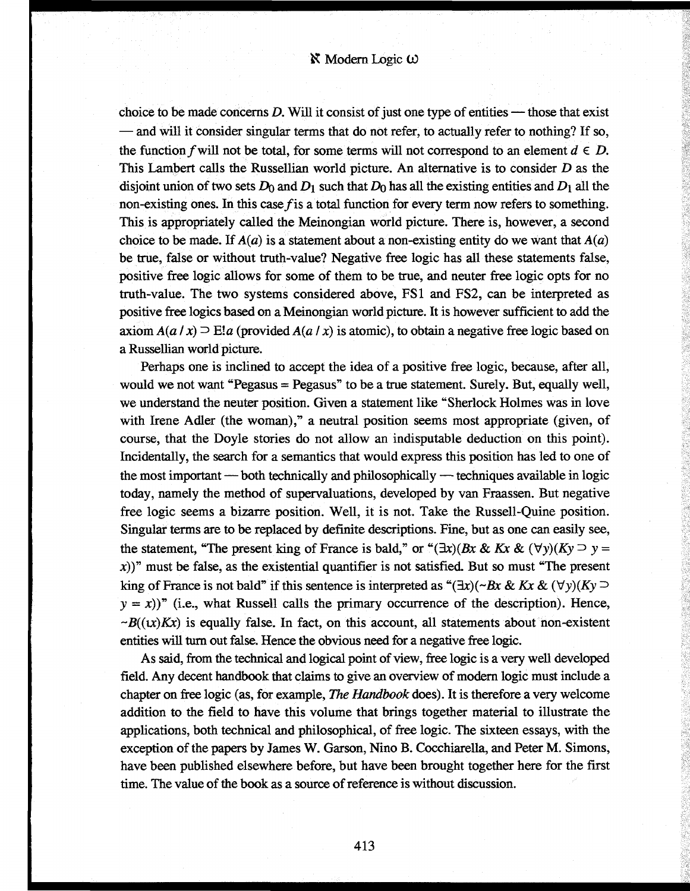choice to be made concerns $D$. Will it consist of just one type of entities — those that exist — and will it consider singular terms that do not refer, to actually refer to nothing? If so, the function $f$ will not be total, for some terms will not correspond to an element $d \in D$. This Lambert calls the Russellian world picture. An alternative is to consider $D$ as the disjoint union of two sets $D_0$ and $D_1$ such that $D_0$ has all the existing entities and $D_1$ all the non-existing ones. In this case $f$ is a total function for every term now refers to something. This is appropriately called the Meinongian world picture. There is, however, a second choice to be made. If $A(a)$ is a statement about a non-existing entity do we want that $A(a)$ be true, false or without truth-value? Negative free logic has all these statements false, positive free logic allows for some of them to be true, and neuter free logic opts for no truth-value. The two systems considered above, FS1 and FS2, can be interpreted as positive free logics based on a Meinongian world picture. It is however sufficient to add the axiom $A(a / x) \supset E!a$ (provided $A(a / x)$ is atomic), to obtain a negative free logic based on a Russellian world picture.

Perhaps one is inclined to accept the idea of a positive free logic, because, after all, would we not want "Pegasus = Pegasus" to be a true statement. Surely. But, equally well, we understand the neuter position. Given a statement like "Sherlock Holmes was in love with Irene Adler (the woman)," a neutral position seems most appropriate (given, of course, that the Doyle stories do not allow an indisputable deduction on this point). Incidentally, the search for a semantics that would express this position has led to one of the most important — both technically and philosophically — techniques available in logic today, namely the method of supervaluations, developed by van Fraassen. But negative free logic seems a bizarre position. Well, it is not. Take the Russell-Quine position. Singular terms are to be replaced by definite descriptions. Fine, but as one can easily see, the statement, "The present king of France is bald," or "$(\exists x)(Bx \;\&\; Kx \;\&\; (\forall y)(Ky \supset y = x))$" must be false, as the existential quantifier is not satisfied. But so must "The present king of France is not bald" if this sentence is interpreted as "$(\exists x)(\sim Bx \;\&\; Kx \;\&\; (\forall y)(Ky \supset y = x))$" (i.e., what Russell calls the primary occurrence of the description). Hence, $\sim B((\iota x)Kx)$ is equally false. In fact, on this account, all statements about non-existent entities will turn out false. Hence the obvious need for a negative free logic.

As said, from the technical and logical point of view, free logic is a very well developed field. Any decent handbook that claims to give an overview of modern logic must include a chapter on free logic (as, for example, *The Handbook* does). It is therefore a very welcome addition to the field to have this volume that brings together material to illustrate the applications, both technical and philosophical, of free logic. The sixteen essays, with the exception of the papers by James W. Garson, Nino B. Cocchiarella, and Peter M. Simons, have been published elsewhere before, but have been brought together here for the first time. The value of the book as a source of reference is without discussion.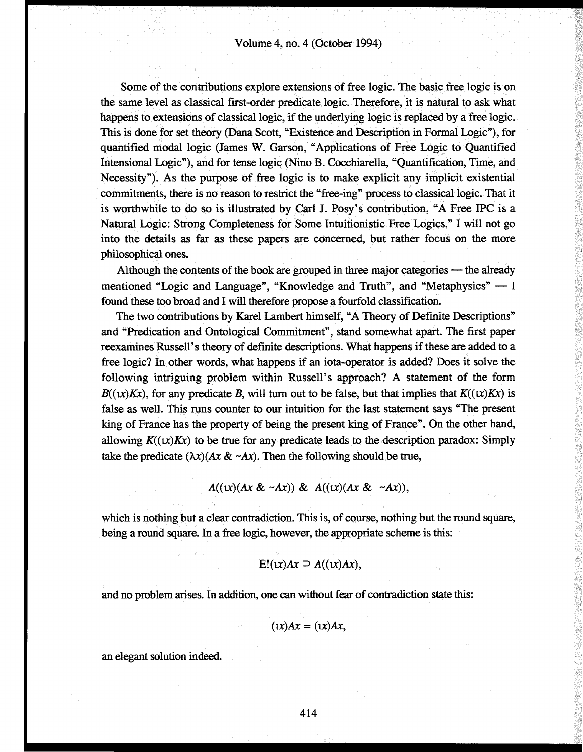Some of the contributions explore extensions of free logic. The basic free logic is on the same level as classical first-order predicate logic. Therefore, it is natural to ask what happens to extensions of classical logic, if the underlying logic is replaced by a free logic. This is done for set theory (Dana Scott, "Existence and Description in Formal Logic"), for quantified modal logic (James W. Garson, "Applications of Free Logic to Quantified Intensional Logic"), and for tense logic (Nino B. Cocchiarella, "Quantification, Time, and Necessity"). As the purpose of free logic is to make explicit any implicit existential commitments, there is no reason to restrict the "free-ing" process to classical logic. That it is worthwhile to do so is illustrated by Carl J. Posy's contribution, "A Free IPC is a Natural Logic: Strong Completeness for Some Intuitionistic Free Logics." I will not go into the details as far as these papers are concerned, but rather focus on the more philosophical ones.

Although the contents of the book are grouped in three major categories — the already mentioned "Logic and Language", "Knowledge and Truth", and "Metaphysics" — I found these too broad and I will therefore propose a fourfold classification.

The two contributions by Karel Lambert himself, "A Theory of Definite Descriptions" and "Predication and Ontological Commitment", stand somewhat apart. The first paper reexamines Russell's theory of definite descriptions. What happens if these are added to a free logic? In other words, what happens if an iota-operator is added? Does it solve the following intriguing problem within Russell's approach? A statement of the form $B((\iota x)Kx)$, for any predicate $B$, will turn out to be false, but that implies that $K((\iota x)Kx)$ is false as well. This runs counter to our intuition for the last statement says "The present king of France has the property of being the present king of France". On the other hand, allowing $K((\iota x)Kx)$ to be true for any predicate leads to the description paradox: Simply take the predicate $(\lambda x)(Ax \,\&\, {\sim}Ax)$. Then the following should be true,

$$A((\iota x)(Ax \,\&\, {\sim}Ax)) \;\&\; A((\iota x)(Ax \,\&\, {\sim}Ax)),$$

which is nothing but a clear contradiction. This is, of course, nothing but the round square, being a round square. In a free logic, however, the appropriate scheme is this:

$$\text{E!}(\iota x)Ax \supset A((\iota x)Ax),$$

and no problem arises. In addition, one can without fear of contradiction state this:

$$(\iota x)Ax = (\iota x)Ax,$$

an elegant solution indeed.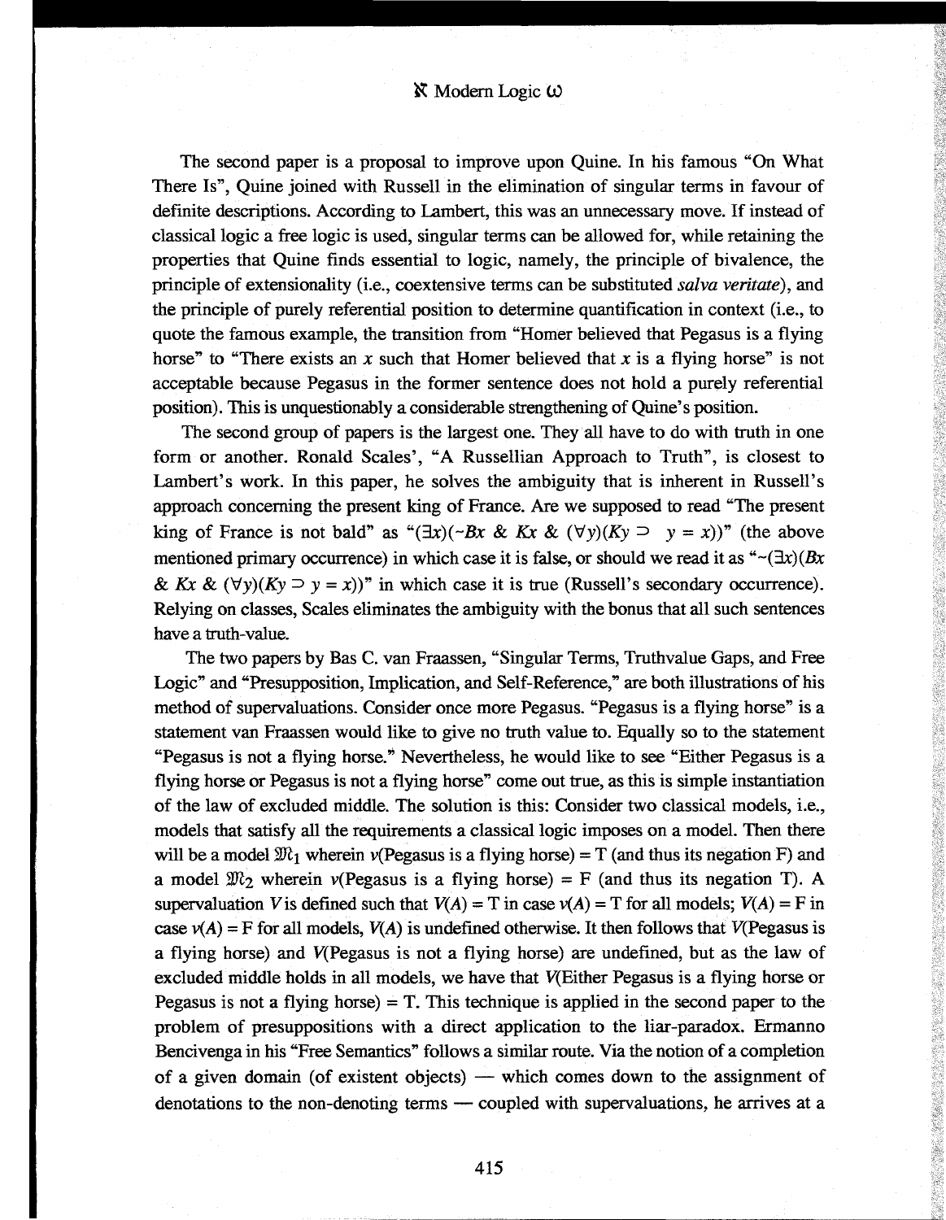The second paper is a proposal to improve upon Quine. In his famous "On What There Is", Quine joined with Russell in the elimination of singular terms in favour of definite descriptions. According to Lambert, this was an unnecessary move. If instead of classical logic a free logic is used, singular terms can be allowed for, while retaining the properties that Quine finds essential to logic, namely, the principle of bivalence, the principle of extensionality (i.e., coextensive terms can be substituted *salva veritate*), and the principle of purely referential position to determine quantification in context (i.e., to quote the famous example, the transition from "Homer believed that Pegasus is a flying horse" to "There exists an $x$ such that Homer believed that $x$ is a flying horse" is not acceptable because Pegasus in the former sentence does not hold a purely referential position). This is unquestionably a considerable strengthening of Quine's position.

The second group of papers is the largest one. They all have to do with truth in one form or another. Ronald Scales', "A Russellian Approach to Truth", is closest to Lambert's work. In this paper, he solves the ambiguity that is inherent in Russell's approach concerning the present king of France. Are we supposed to read "The present king of France is not bald" as "$(\exists x)(\sim Bx \; \& \; Kx \; \& \; (\forall y)(Ky \supset y = x))$" (the above mentioned primary occurrence) in which case it is false, or should we read it as "$\sim(\exists x)(Bx \; \& \; Kx \; \& \; (\forall y)(Ky \supset y = x))$" in which case it is true (Russell's secondary occurrence). Relying on classes, Scales eliminates the ambiguity with the bonus that all such sentences have a truth-value.

The two papers by Bas C. van Fraassen, "Singular Terms, Truthvalue Gaps, and Free Logic" and "Presupposition, Implication, and Self-Reference," are both illustrations of his method of supervaluations. Consider once more Pegasus. "Pegasus is a flying horse" is a statement van Fraassen would like to give no truth value to. Equally so to the statement "Pegasus is not a flying horse." Nevertheless, he would like to see "Either Pegasus is a flying horse or Pegasus is not a flying horse" come out true, as this is simple instantiation of the law of excluded middle. The solution is this: Consider two classical models, i.e., models that satisfy all the requirements a classical logic imposes on a model. Then there will be a model $\mathfrak{M}_1$ wherein $v$(Pegasus is a flying horse) = T (and thus its negation F) and a model $\mathfrak{M}_2$ wherein $v$(Pegasus is a flying horse) = F (and thus its negation T). A supervaluation $V$ is defined such that $V(A) = \text{T}$ in case $v(A) = \text{T}$ for all models; $V(A) = \text{F}$ in case $v(A) = \text{F}$ for all models, $V(A)$ is undefined otherwise. It then follows that $V$(Pegasus is a flying horse) and $V$(Pegasus is not a flying horse) are undefined, but as the law of excluded middle holds in all models, we have that $V$(Either Pegasus is a flying horse or Pegasus is not a flying horse) = T. This technique is applied in the second paper to the problem of presuppositions with a direct application to the liar-paradox. Ermanno Bencivenga in his "Free Semantics" follows a similar route. Via the notion of a completion of a given domain (of existent objects) — which comes down to the assignment of denotations to the non-denoting terms — coupled with supervaluations, he arrives at a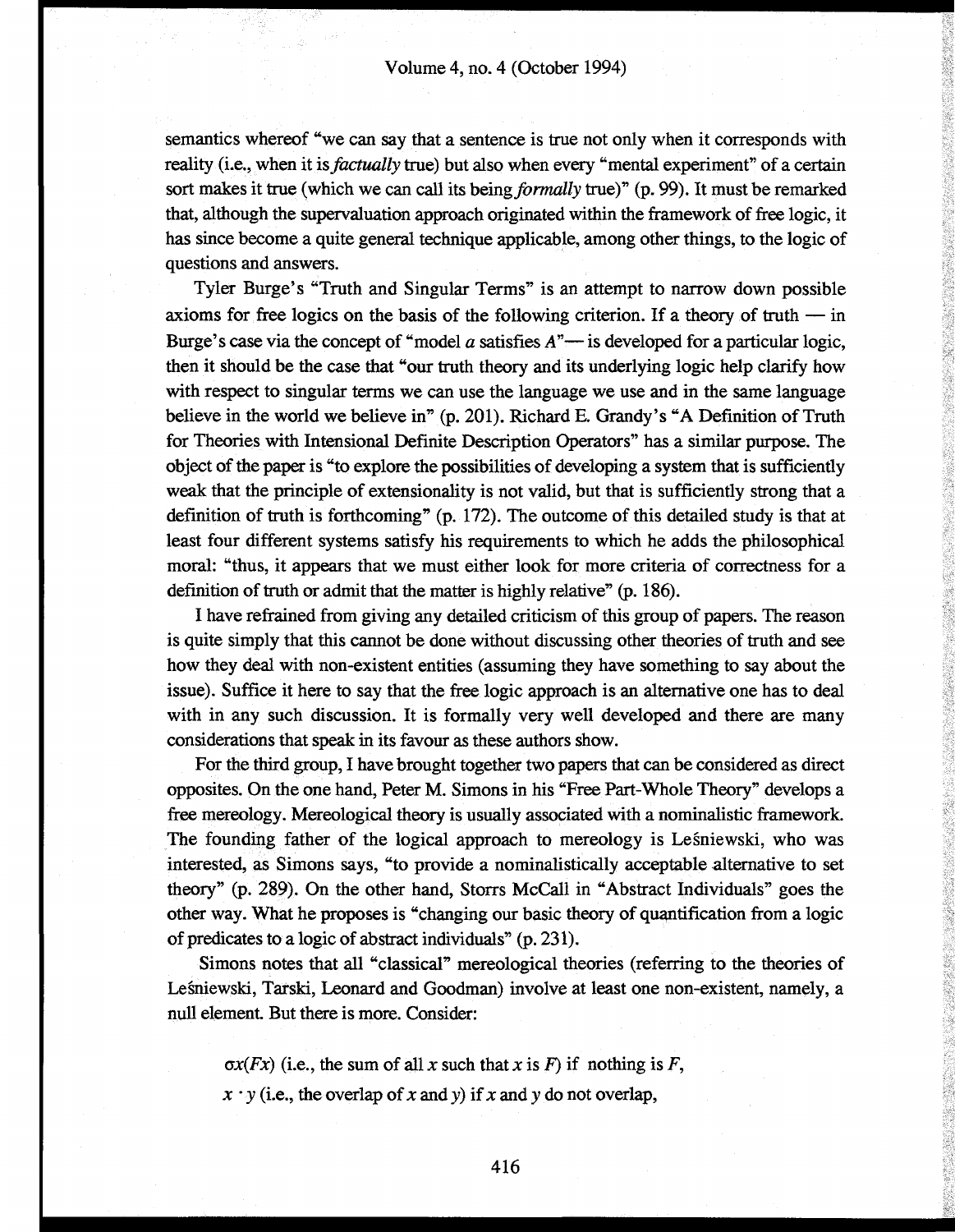semantics whereof "we can say that a sentence is true not only when it corresponds with reality (i.e., when it is *factually* true) but also when every "mental experiment" of a certain sort makes it true (which we can call its being *formally* true)" (p. 99). It must be remarked that, although the supervaluation approach originated within the framework of free logic, it has since become a quite general technique applicable, among other things, to the logic of questions and answers.

Tyler Burge's "Truth and Singular Terms" is an attempt to narrow down possible axioms for free logics on the basis of the following criterion. If a theory of truth — in Burge's case via the concept of "model *a* satisfies *A*"— is developed for a particular logic, then it should be the case that "our truth theory and its underlying logic help clarify how with respect to singular terms we can use the language we use and in the same language believe in the world we believe in" (p. 201). Richard E. Grandy's "A Definition of Truth for Theories with Intensional Definite Description Operators" has a similar purpose. The object of the paper is "to explore the possibilities of developing a system that is sufficiently weak that the principle of extensionality is not valid, but that is sufficiently strong that a definition of truth is forthcoming" (p. 172). The outcome of this detailed study is that at least four different systems satisfy his requirements to which he adds the philosophical moral: "thus, it appears that we must either look for more criteria of correctness for a definition of truth or admit that the matter is highly relative" (p. 186).

I have refrained from giving any detailed criticism of this group of papers. The reason is quite simply that this cannot be done without discussing other theories of truth and see how they deal with non-existent entities (assuming they have something to say about the issue). Suffice it here to say that the free logic approach is an alternative one has to deal with in any such discussion. It is formally very well developed and there are many considerations that speak in its favour as these authors show.

For the third group, I have brought together two papers that can be considered as direct opposites. On the one hand, Peter M. Simons in his "Free Part-Whole Theory" develops a free mereology. Mereological theory is usually associated with a nominalistic framework. The founding father of the logical approach to mereology is Leśniewski, who was interested, as Simons says, "to provide a nominalistically acceptable alternative to set theory" (p. 289). On the other hand, Storrs McCall in "Abstract Individuals" goes the other way. What he proposes is "changing our basic theory of quantification from a logic of predicates to a logic of abstract individuals" (p. 231).

Simons notes that all "classical" mereological theories (referring to the theories of Leśniewski, Tarski, Leonard and Goodman) involve at least one non-existent, namely, a null element. But there is more. Consider:

$\sigma x(Fx)$ (i.e., the sum of all $x$ such that $x$ is $F$) if nothing is $F$,

$x \cdot y$ (i.e., the overlap of $x$ and $y$) if $x$ and $y$ do not overlap,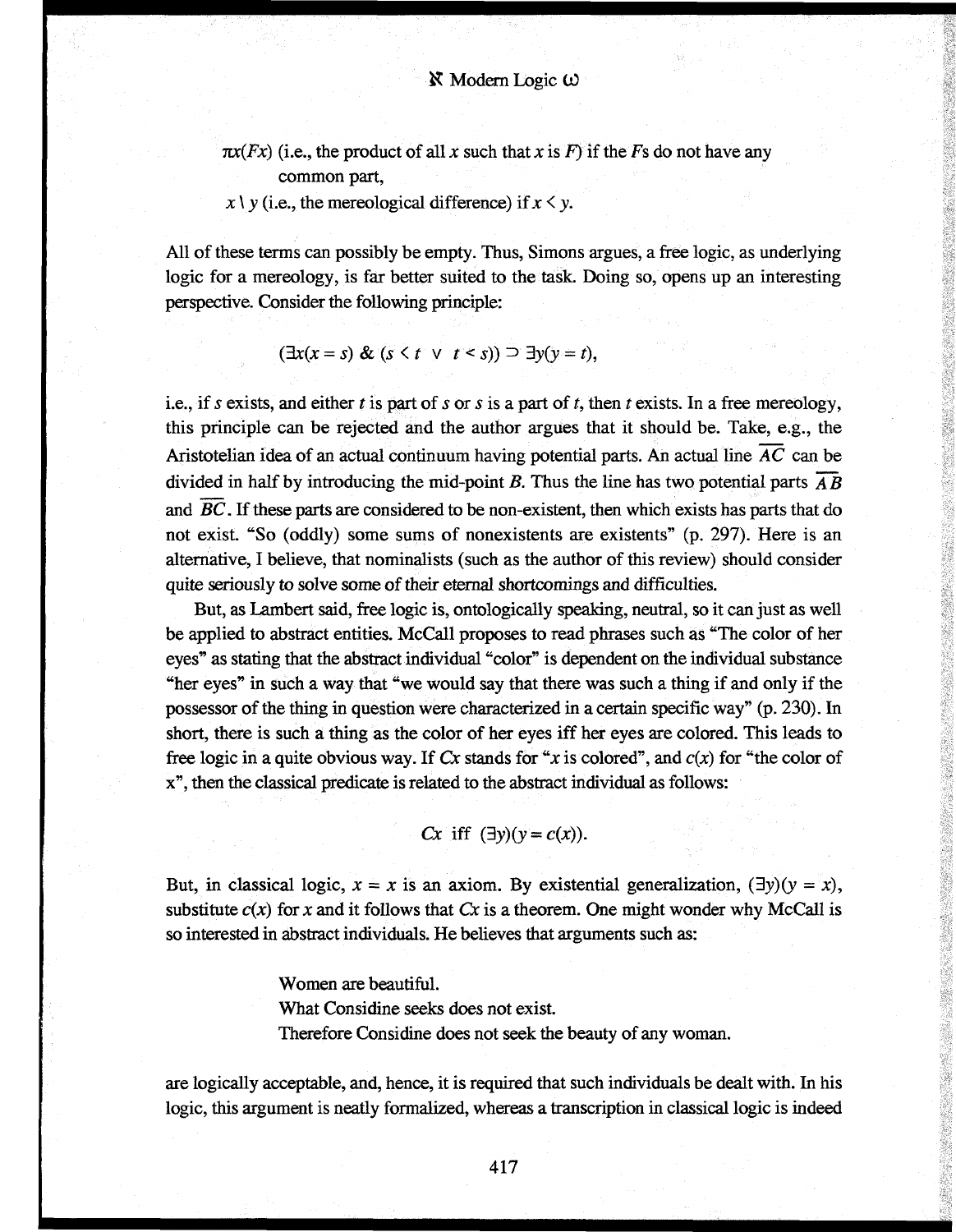$\pi x(Fx)$ (i.e., the product of all $x$ such that $x$ is $F$) if the $F$s do not have any common part,

$x \setminus y$ (i.e., the mereological difference) if $x < y$.

All of these terms can possibly be empty. Thus, Simons argues, a free logic, as underlying logic for a mereology, is far better suited to the task. Doing so, opens up an interesting perspective. Consider the following principle:

$$(\exists x(x = s) \;\&\; (s < t \;\vee\; t < s)) \supset \exists y(y = t),$$

i.e., if $s$ exists, and either $t$ is part of $s$ or $s$ is a part of $t$, then $t$ exists. In a free mereology, this principle can be rejected and the author argues that it should be. Take, e.g., the Aristotelian idea of an actual continuum having potential parts. An actual line $\overline{AC}$ can be divided in half by introducing the mid-point $B$. Thus the line has two potential parts $\overline{AB}$ and $\overline{BC}$. If these parts are considered to be non-existent, then which exists has parts that do not exist. "So (oddly) some sums of nonexistents are existents" (p. 297). Here is an alternative, I believe, that nominalists (such as the author of this review) should consider quite seriously to solve some of their eternal shortcomings and difficulties.

But, as Lambert said, free logic is, ontologically speaking, neutral, so it can just as well be applied to abstract entities. McCall proposes to read phrases such as "The color of her eyes" as stating that the abstract individual "color" is dependent on the individual substance "her eyes" in such a way that "we would say that there was such a thing if and only if the possessor of the thing in question were characterized in a certain specific way" (p. 230). In short, there is such a thing as the color of her eyes iff her eyes are colored. This leads to free logic in a quite obvious way. If $Cx$ stands for "$x$ is colored", and $c(x)$ for "the color of x", then the classical predicate is related to the abstract individual as follows:

$$Cx \text{ iff } (\exists y)(y = c(x)).$$

But, in classical logic, $x = x$ is an axiom. By existential generalization, $(\exists y)(y = x)$, substitute $c(x)$ for $x$ and it follows that $Cx$ is a theorem. One might wonder why McCall is so interested in abstract individuals. He believes that arguments such as:

> Women are beautiful.
> What Considine seeks does not exist.
> Therefore Considine does not seek the beauty of any woman.

are logically acceptable, and, hence, it is required that such individuals be dealt with. In his logic, this argument is neatly formalized, whereas a transcription in classical logic is indeed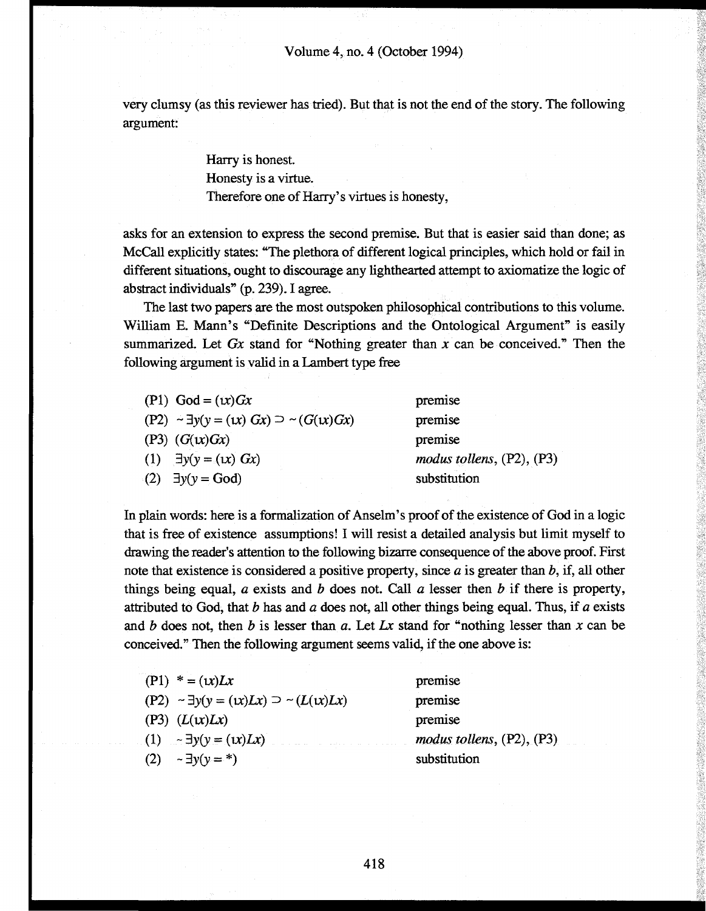very clumsy (as this reviewer has tried). But that is not the end of the story. The following argument:

> Harry is honest.
> Honesty is a virtue.
> Therefore one of Harry's virtues is honesty,

asks for an extension to express the second premise. But that is easier said than done; as McCall explicitly states: "The plethora of different logical principles, which hold or fail in different situations, ought to discourage any lighthearted attempt to axiomatize the logic of abstract individuals" (p. 239). I agree.

The last two papers are the most outspoken philosophical contributions to this volume. William E. Mann's "Definite Descriptions and the Ontological Argument" is easily summarized. Let $Gx$ stand for "Nothing greater than $x$ can be conceived." Then the following argument is valid in a Lambert type free

| | |
|---|---|
| (P1) God $= (\iota x)Gx$ | premise |
| (P2) $\sim \exists y(y = (\iota x)\ Gx) \supset \sim (G(\iota x)Gx)$ | premise |
| (P3) $(G(\iota x)Gx)$ | premise |
| (1) $\exists y(y = (\iota x)\ Gx)$ | *modus tollens*, (P2), (P3) |
| (2) $\exists y(y =$ God$)$ | substitution |

In plain words: here is a formalization of Anselm's proof of the existence of God in a logic that is free of existence assumptions! I will resist a detailed analysis but limit myself to drawing the reader's attention to the following bizarre consequence of the above proof. First note that existence is considered a positive property, since $a$ is greater than $b$, if, all other things being equal, $a$ exists and $b$ does not. Call $a$ lesser then $b$ if there is property, attributed to God, that $b$ has and $a$ does not, all other things being equal. Thus, if $a$ exists and $b$ does not, then $b$ is lesser than $a$. Let $Lx$ stand for "nothing lesser than $x$ can be conceived." Then the following argument seems valid, if the one above is:

| | |
|---|---|
| (P1) $* = (\iota x)Lx$ | premise |
| (P2) $\sim \exists y(y = (\iota x)Lx) \supset \sim (L(\iota x)Lx)$ | premise |
| (P3) $(L(\iota x)Lx)$ | premise |
| (1) $\sim \exists y(y = (\iota x)Lx)$ | *modus tollens*, (P2), (P3) |
| (2) $\sim \exists y(y = *)$ | substitution |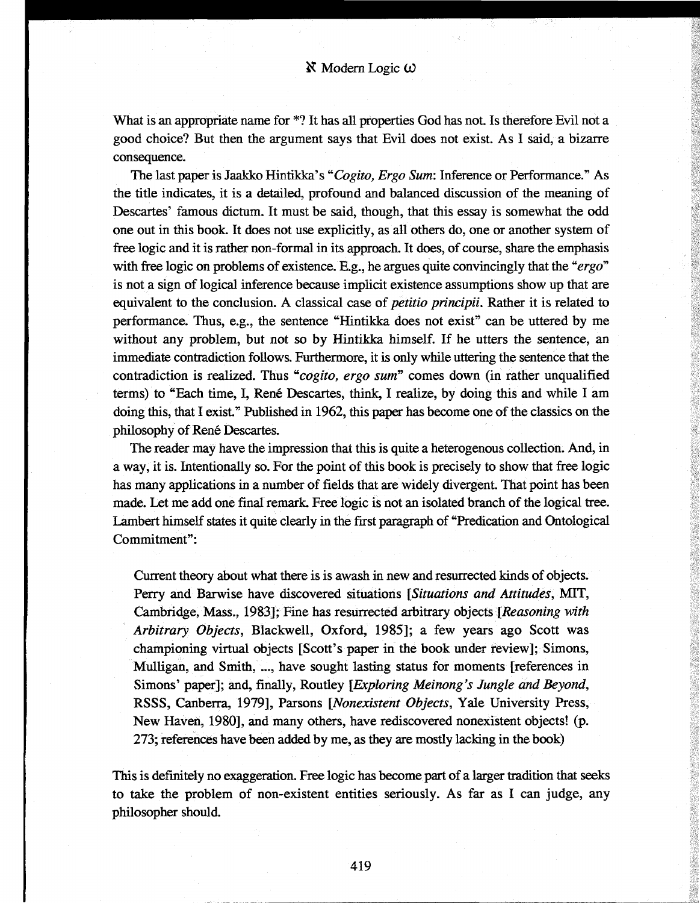What is an appropriate name for *? It has all properties God has not. Is therefore Evil not a good choice? But then the argument says that Evil does not exist. As I said, a bizarre consequence.

The last paper is Jaakko Hintikka's "*Cogito, Ergo Sum*: Inference or Performance." As the title indicates, it is a detailed, profound and balanced discussion of the meaning of Descartes' famous dictum. It must be said, though, that this essay is somewhat the odd one out in this book. It does not use explicitly, as all others do, one or another system of free logic and it is rather non-formal in its approach. It does, of course, share the emphasis with free logic on problems of existence. E.g., he argues quite convincingly that the "*ergo*" is not a sign of logical inference because implicit existence assumptions show up that are equivalent to the conclusion. A classical case of *petitio principii*. Rather it is related to performance. Thus, e.g., the sentence "Hintikka does not exist" can be uttered by me without any problem, but not so by Hintikka himself. If he utters the sentence, an immediate contradiction follows. Furthermore, it is only while uttering the sentence that the contradiction is realized. Thus "*cogito, ergo sum*" comes down (in rather unqualified terms) to "Each time, I, René Descartes, think, I realize, by doing this and while I am doing this, that I exist." Published in 1962, this paper has become one of the classics on the philosophy of René Descartes.

The reader may have the impression that this is quite a heterogenous collection. And, in a way, it is. Intentionally so. For the point of this book is precisely to show that free logic has many applications in a number of fields that are widely divergent. That point has been made. Let me add one final remark. Free logic is not an isolated branch of the logical tree. Lambert himself states it quite clearly in the first paragraph of "Predication and Ontological Commitment":

> Current theory about what there is is awash in new and resurrected kinds of objects. Perry and Barwise have discovered situations [*Situations and Attitudes*, MIT, Cambridge, Mass., 1983]; Fine has resurrected arbitrary objects [*Reasoning with Arbitrary Objects*, Blackwell, Oxford, 1985]; a few years ago Scott was championing virtual objects [Scott's paper in the book under review]; Simons, Mulligan, and Smith, ..., have sought lasting status for moments [references in Simons' paper]; and, finally, Routley [*Exploring Meinong's Jungle and Beyond*, RSSS, Canberra, 1979], Parsons [*Nonexistent Objects*, Yale University Press, New Haven, 1980], and many others, have rediscovered nonexistent objects! (p. 273; references have been added by me, as they are mostly lacking in the book)

This is definitely no exaggeration. Free logic has become part of a larger tradition that seeks to take the problem of non-existent entities seriously. As far as I can judge, any philosopher should.